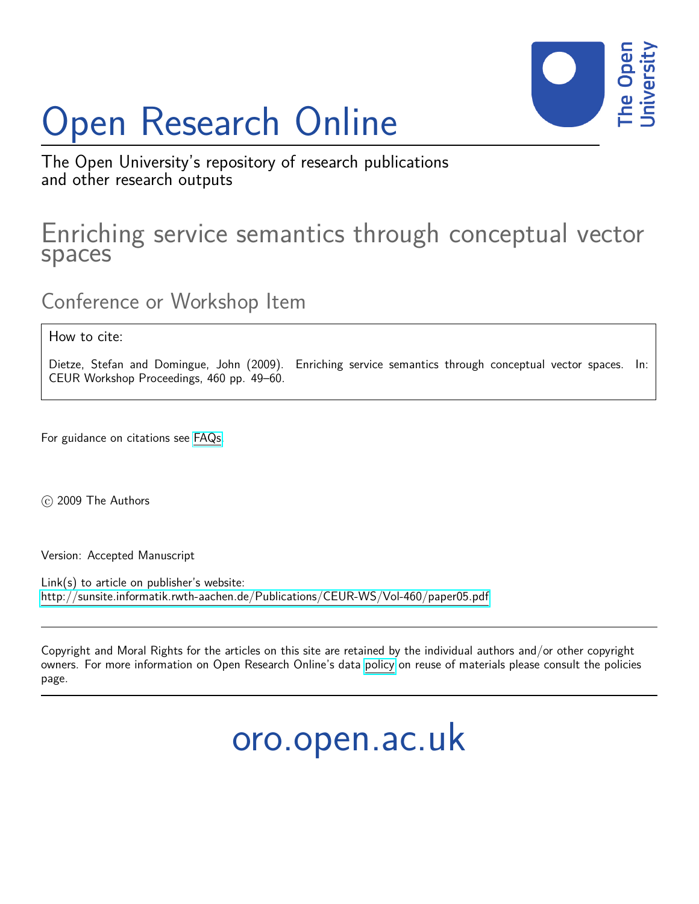# Open Research Online

The Open University's repository of research publications and other research outputs

## Enriching service semantics through conceptual vector spaces

### Conference or Workshop Item

How to cite:

Dietze, Stefan and Domingue, John (2009). Enriching service semantics through conceptual vector spaces. In: CEUR Workshop Proceedings, 460 pp. 49–60.

For guidance on citations see FAQs.

© 2009 The Authors

Version: Accepted Manuscript

Link(s) to article on publisher's website:
http://sunsite.informatik.rwth-aachen.de/Publications/CEUR-WS/Vol-460/paper05.pdf

Copyright and Moral Rights for the articles on this site are retained by the individual authors and/or other copyright owners. For more information on Open Research Online's data policy on reuse of materials please consult the policies page.

oro.open.ac.uk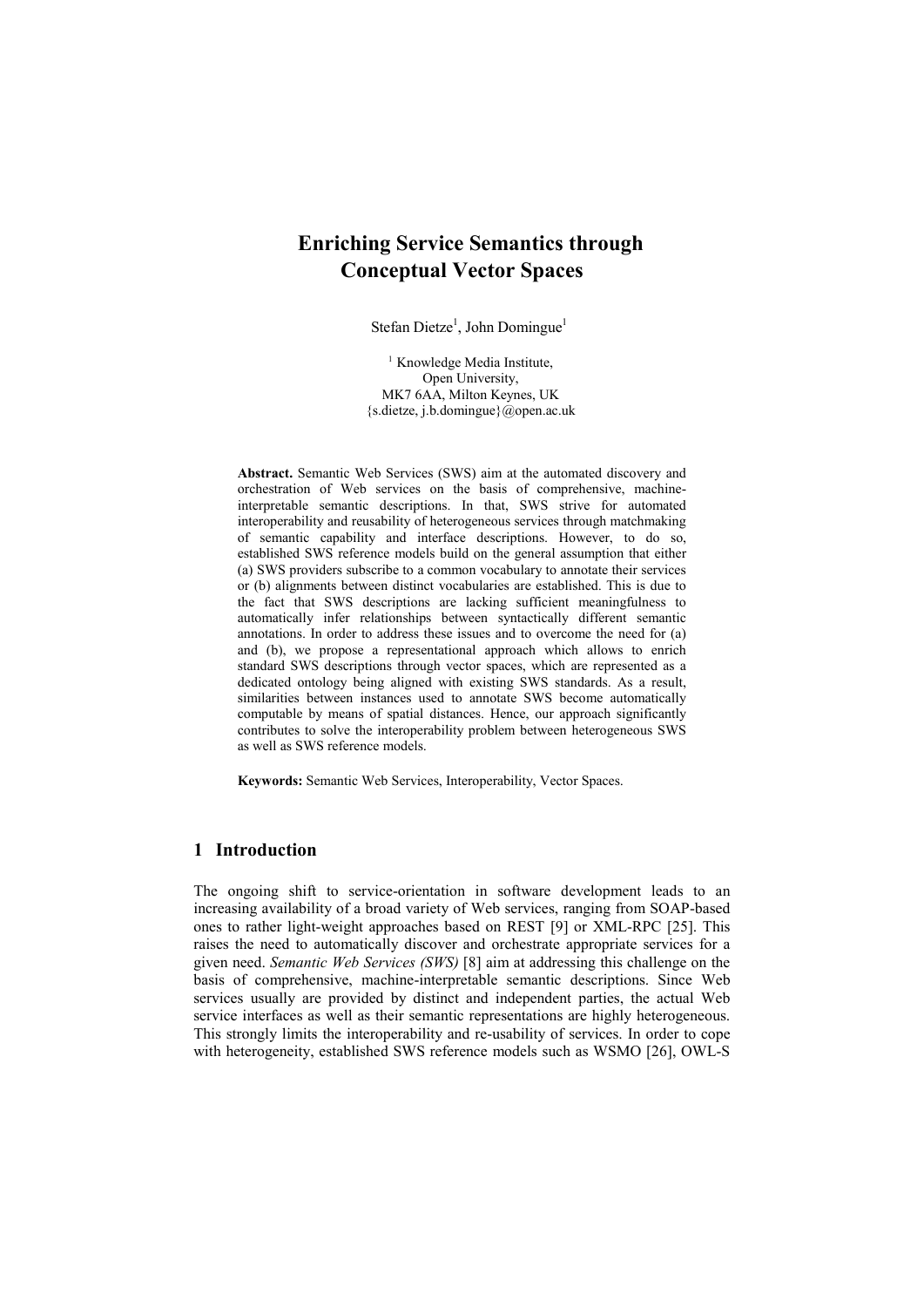# Enriching Service Semantics through Conceptual Vector Spaces

Stefan Dietze[1], John Domingue[1]

[1] Knowledge Media Institute,
Open University,
MK7 6AA, Milton Keynes, UK
{s.dietze, j.b.domingue}@open.ac.uk

**Abstract.** Semantic Web Services (SWS) aim at the automated discovery and orchestration of Web services on the basis of comprehensive, machine-interpretable semantic descriptions. In that, SWS strive for automated interoperability and reusability of heterogeneous services through matchmaking of semantic capability and interface descriptions. However, to do so, established SWS reference models build on the general assumption that either (a) SWS providers subscribe to a common vocabulary to annotate their services or (b) alignments between distinct vocabularies are established. This is due to the fact that SWS descriptions are lacking sufficient meaningfulness to automatically infer relationships between syntactically different semantic annotations. In order to address these issues and to overcome the need for (a) and (b), we propose a representational approach which allows to enrich standard SWS descriptions through vector spaces, which are represented as a dedicated ontology being aligned with existing SWS standards. As a result, similarities between instances used to annotate SWS become automatically computable by means of spatial distances. Hence, our approach significantly contributes to solve the interoperability problem between heterogeneous SWS as well as SWS reference models.

**Keywords:** Semantic Web Services, Interoperability, Vector Spaces.

## 1 Introduction

The ongoing shift to service-orientation in software development leads to an increasing availability of a broad variety of Web services, ranging from SOAP-based ones to rather light-weight approaches based on REST [9] or XML-RPC [25]. This raises the need to automatically discover and orchestrate appropriate services for a given need. *Semantic Web Services (SWS)* [8] aim at addressing this challenge on the basis of comprehensive, machine-interpretable semantic descriptions. Since Web services usually are provided by distinct and independent parties, the actual Web service interfaces as well as their semantic representations are highly heterogeneous. This strongly limits the interoperability and re-usability of services. In order to cope with heterogeneity, established SWS reference models such as WSMO [26], OWL-S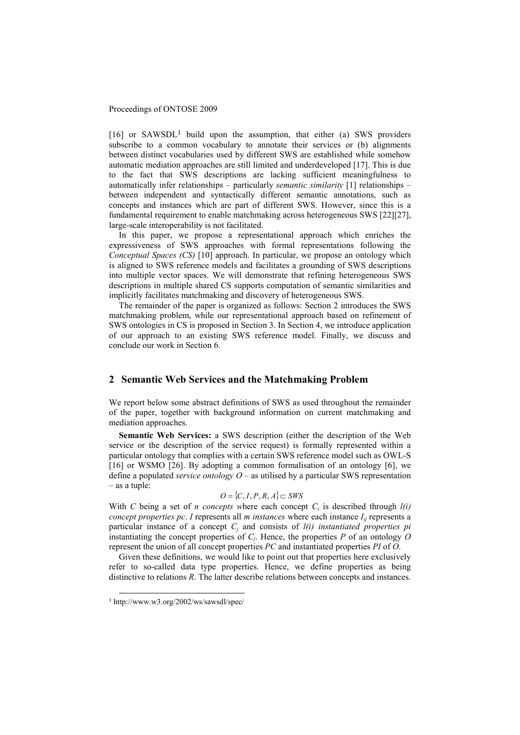[16] or SAWSDL[1] build upon the assumption, that either (a) SWS providers subscribe to a common vocabulary to annotate their services or (b) alignments between distinct vocabularies used by different SWS are established while somehow automatic mediation approaches are still limited and underdeveloped [17]. This is due to the fact that SWS descriptions are lacking sufficient meaningfulness to automatically infer relationships – particularly *semantic similarity* [1] relationships – between independent and syntactically different semantic annotations, such as concepts and instances which are part of different SWS. However, since this is a fundamental requirement to enable matchmaking across heterogeneous SWS [22][27], large-scale interoperability is not facilitated.

In this paper, we propose a representational approach which enriches the expressiveness of SWS approaches with formal representations following the *Conceptual Spaces (CS)* [10] approach. In particular, we propose an ontology which is aligned to SWS reference models and facilitates a grounding of SWS descriptions into multiple vector spaces. We will demonstrate that refining heterogeneous SWS descriptions in multiple shared CS supports computation of semantic similarities and implicitly facilitates matchmaking and discovery of heterogeneous SWS.

The remainder of the paper is organized as follows: Section 2 introduces the SWS matchmaking problem, while our representational approach based on refinement of SWS ontologies in CS is proposed in Section 3. In Section 4, we introduce application of our approach to an existing SWS reference model. Finally, we discuss and conclude our work in Section 6.

## 2 Semantic Web Services and the Matchmaking Problem

We report below some abstract definitions of SWS as used throughout the remainder of the paper, together with background information on current matchmaking and mediation approaches.

**Semantic Web Services:** a SWS description (either the description of the Web service or the description of the service request) is formally represented within a particular ontology that complies with a certain SWS reference model such as OWL-S [16] or WSMO [26]. By adopting a common formalisation of an ontology [6], we define a populated *service ontology* $O$ – as utilised by a particular SWS representation – as a tuple:

$$O = \{C, I, P, R, A\} \subset SWS$$

With $C$ being a set of *n concepts w*here each concept $C_i$ is described through *l(i) concept properties pc*. $I$ represents all *m instances* where each instance $I_{ij}$ represents a particular instance of a concept $C_j$ and consists of *l(i) instantiated properties pi* instantiating the concept properties of $C_j$. Hence, the properties $P$ of an ontology $O$ represent the union of all concept properties $PC$ and instantiated properties $PI$ of $O$.

Given these definitions, we would like to point out that properties here exclusively refer to so-called data type properties. Hence, we define properties as being distinctive to relations $R$. The latter describe relations between concepts and instances.

[1] http://www.w3.org/2002/ws/sawsdl/spec/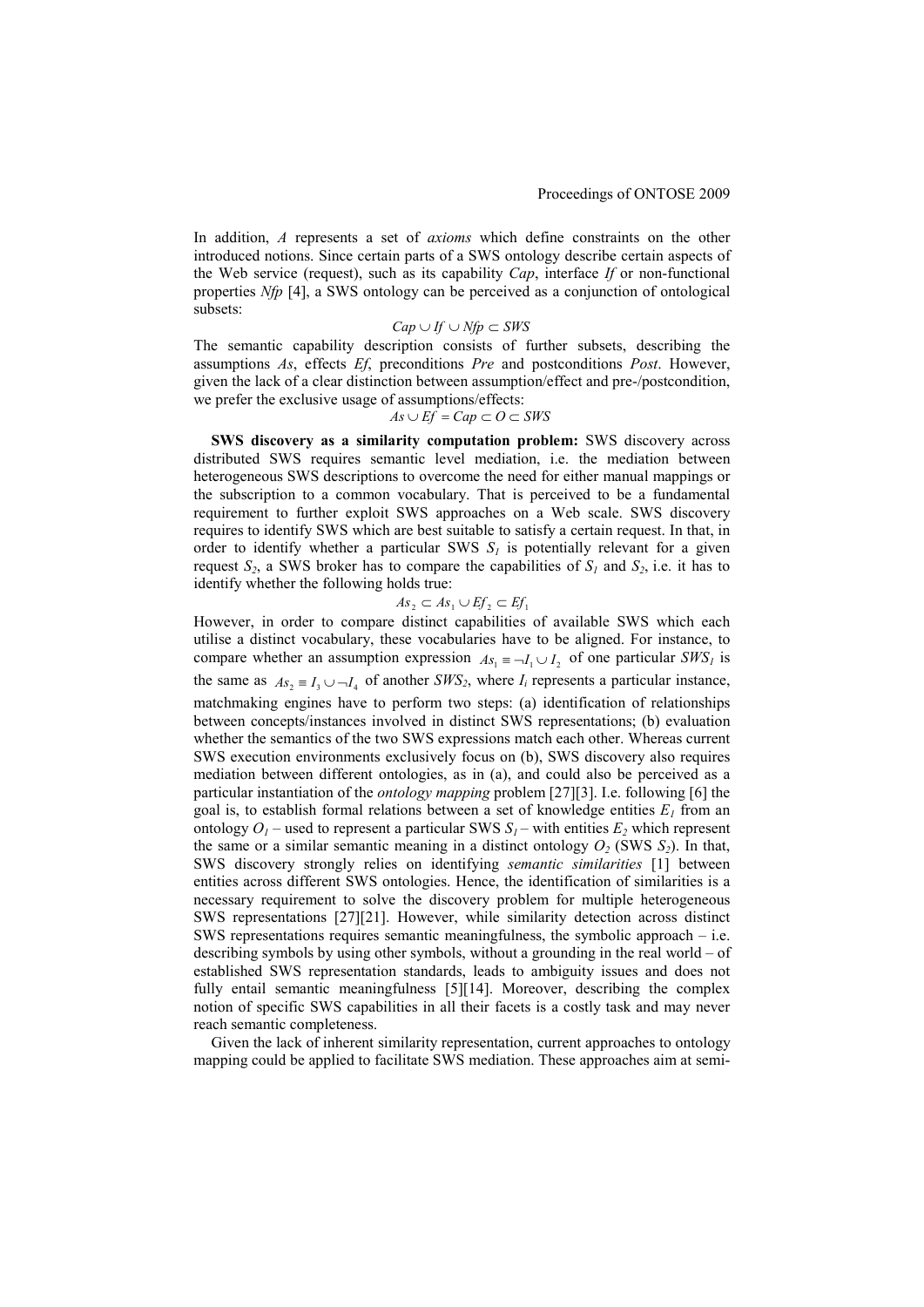In addition, $A$ represents a set of *axioms* which define constraints on the other introduced notions. Since certain parts of a SWS ontology describe certain aspects of the Web service (request), such as its capability $Cap$, interface $If$ or non-functional properties $Nfp$ [4], a SWS ontology can be perceived as a conjunction of ontological subsets:

$$Cap \cup If \cup Nfp \subset SWS$$

The semantic capability description consists of further subsets, describing the assumptions $As$, effects $Ef$, preconditions $Pre$ and postconditions $Post$. However, given the lack of a clear distinction between assumption/effect and pre-/postcondition, we prefer the exclusive usage of assumptions/effects:

$$As \cup Ef = Cap \subset O \subset SWS$$

**SWS discovery as a similarity computation problem:** SWS discovery across distributed SWS requires semantic level mediation, i.e. the mediation between heterogeneous SWS descriptions to overcome the need for either manual mappings or the subscription to a common vocabulary. That is perceived to be a fundamental requirement to further exploit SWS approaches on a Web scale. SWS discovery requires to identify SWS which are best suitable to satisfy a certain request. In that, in order to identify whether a particular SWS $S_1$ is potentially relevant for a given request $S_2$, a SWS broker has to compare the capabilities of $S_1$ and $S_2$, i.e. it has to identify whether the following holds true:

$$As_2 \subset As_1 \cup Ef_2 \subset Ef_1$$

However, in order to compare distinct capabilities of available SWS which each utilise a distinct vocabulary, these vocabularies have to be aligned. For instance, to compare whether an assumption expression $As_1 \equiv \neg I_1 \cup I_2$ of one particular $SWS_1$ is the same as $As_2 \equiv I_3 \cup \neg I_4$ of another $SWS_2$, where $I_i$ represents a particular instance, matchmaking engines have to perform two steps: (a) identification of relationships between concepts/instances involved in distinct SWS representations; (b) evaluation whether the semantics of the two SWS expressions match each other. Whereas current SWS execution environments exclusively focus on (b), SWS discovery also requires mediation between different ontologies, as in (a), and could also be perceived as a particular instantiation of the *ontology mapping* problem [27][3]. I.e. following [6] the goal is, to establish formal relations between a set of knowledge entities $E_1$ from an ontology $O_1$ – used to represent a particular SWS $S_1$ – with entities $E_2$ which represent the same or a similar semantic meaning in a distinct ontology $O_2$ (SWS $S_2$). In that, SWS discovery strongly relies on identifying *semantic similarities* [1] between entities across different SWS ontologies. Hence, the identification of similarities is a necessary requirement to solve the discovery problem for multiple heterogeneous SWS representations [27][21]. However, while similarity detection across distinct SWS representations requires semantic meaningfulness, the symbolic approach – i.e. describing symbols by using other symbols, without a grounding in the real world – of established SWS representation standards, leads to ambiguity issues and does not fully entail semantic meaningfulness [5][14]. Moreover, describing the complex notion of specific SWS capabilities in all their facets is a costly task and may never reach semantic completeness.

Given the lack of inherent similarity representation, current approaches to ontology mapping could be applied to facilitate SWS mediation. These approaches aim at semi-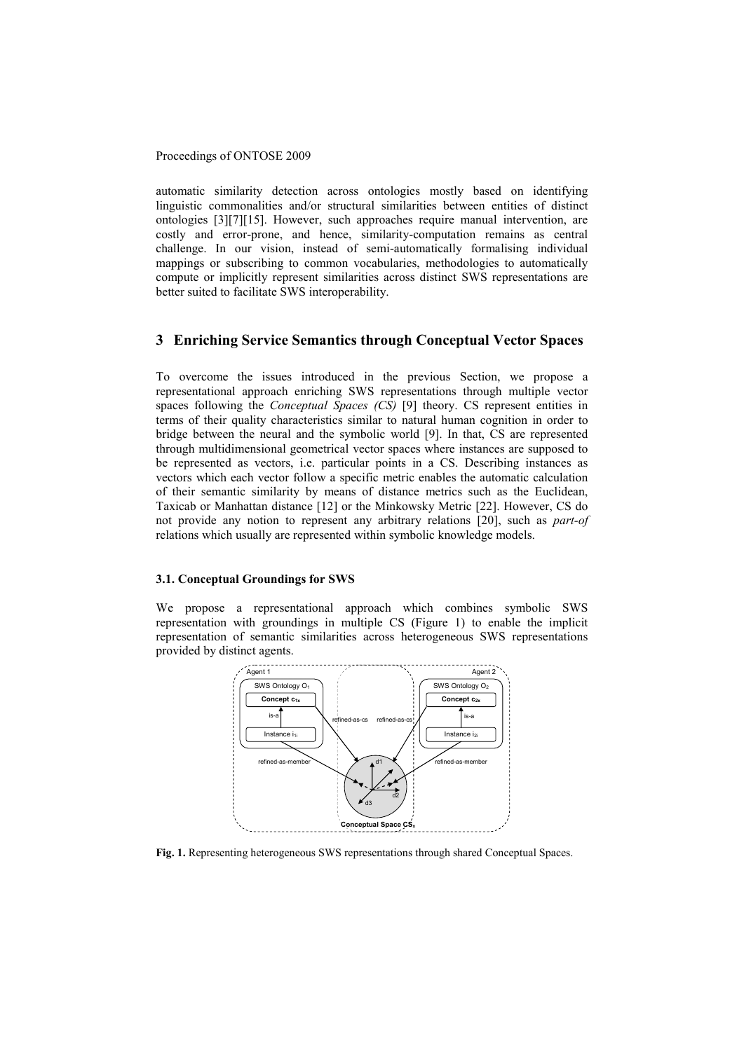automatic similarity detection across ontologies mostly based on identifying linguistic commonalities and/or structural similarities between entities of distinct ontologies [3][7][15]. However, such approaches require manual intervention, are costly and error-prone, and hence, similarity-computation remains as central challenge. In our vision, instead of semi-automatically formalising individual mappings or subscribing to common vocabularies, methodologies to automatically compute or implicitly represent similarities across distinct SWS representations are better suited to facilitate SWS interoperability.

## 3 Enriching Service Semantics through Conceptual Vector Spaces

To overcome the issues introduced in the previous Section, we propose a representational approach enriching SWS representations through multiple vector spaces following the *Conceptual Spaces (CS)* [9] theory. CS represent entities in terms of their quality characteristics similar to natural human cognition in order to bridge between the neural and the symbolic world [9]. In that, CS are represented through multidimensional geometrical vector spaces where instances are supposed to be represented as vectors, i.e. particular points in a CS. Describing instances as vectors which each vector follow a specific metric enables the automatic calculation of their semantic similarity by means of distance metrics such as the Euclidean, Taxicab or Manhattan distance [12] or the Minkowsky Metric [22]. However, CS do not provide any notion to represent any arbitrary relations [20], such as *part-of* relations which usually are represented within symbolic knowledge models.

### 3.1. Conceptual Groundings for SWS

We propose a representational approach which combines symbolic SWS representation with groundings in multiple CS (Figure 1) to enable the implicit representation of semantic similarities across heterogeneous SWS representations provided by distinct agents.

**Fig. 1.** Representing heterogeneous SWS representations through shared Conceptual Spaces.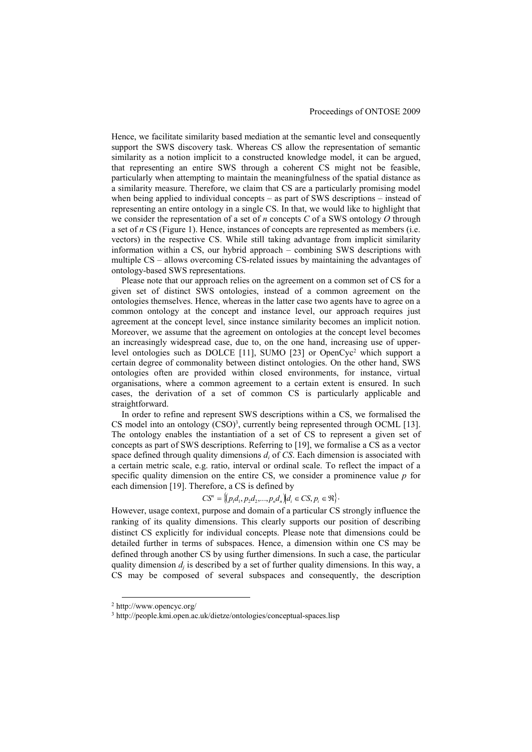Hence, we facilitate similarity based mediation at the semantic level and consequently support the SWS discovery task. Whereas CS allow the representation of semantic similarity as a notion implicit to a constructed knowledge model, it can be argued, that representing an entire SWS through a coherent CS might not be feasible, particularly when attempting to maintain the meaningfulness of the spatial distance as a similarity measure. Therefore, we claim that CS are a particularly promising model when being applied to individual concepts – as part of SWS descriptions – instead of representing an entire ontology in a single CS. In that, we would like to highlight that we consider the representation of a set of $n$ concepts $C$ of a SWS ontology $O$ through a set of $n$ CS (Figure 1). Hence, instances of concepts are represented as members (i.e. vectors) in the respective CS. While still taking advantage from implicit similarity information within a CS, our hybrid approach – combining SWS descriptions with multiple CS – allows overcoming CS-related issues by maintaining the advantages of ontology-based SWS representations.

Please note that our approach relies on the agreement on a common set of CS for a given set of distinct SWS ontologies, instead of a common agreement on the ontologies themselves. Hence, whereas in the latter case two agents have to agree on a common ontology at the concept and instance level, our approach requires just agreement at the concept level, since instance similarity becomes an implicit notion. Moreover, we assume that the agreement on ontologies at the concept level becomes an increasingly widespread case, due to, on the one hand, increasing use of upper-level ontologies such as DOLCE [11], SUMO [23] or OpenCyc[2] which support a certain degree of commonality between distinct ontologies. On the other hand, SWS ontologies often are provided within closed environments, for instance, virtual organisations, where a common agreement to a certain extent is ensured. In such cases, the derivation of a set of common CS is particularly applicable and straightforward.

In order to refine and represent SWS descriptions within a CS, we formalised the CS model into an ontology (CSO)[3], currently being represented through OCML [13]. The ontology enables the instantiation of a set of CS to represent a given set of concepts as part of SWS descriptions. Referring to [19], we formalise a CS as a vector space defined through quality dimensions $d_i$ of $CS$. Each dimension is associated with a certain metric scale, e.g. ratio, interval or ordinal scale. To reflect the impact of a specific quality dimension on the entire CS, we consider a prominence value $p$ for each dimension [19]. Therefore, a CS is defined by

$$CS^n = \{(p_1 d_1, p_2 d_2, \ldots, p_n d_n) | d_i \in CS, p_i \in \Re\}.$$

However, usage context, purpose and domain of a particular CS strongly influence the ranking of its quality dimensions. This clearly supports our position of describing distinct CS explicitly for individual concepts. Please note that dimensions could be detailed further in terms of subspaces. Hence, a dimension within one CS may be defined through another CS by using further dimensions. In such a case, the particular quality dimension $d_j$ is described by a set of further quality dimensions. In this way, a CS may be composed of several subspaces and consequently, the description

[2] http://www.opencyc.org/

[3] http://people.kmi.open.ac.uk/dietze/ontologies/conceptual-spaces.lisp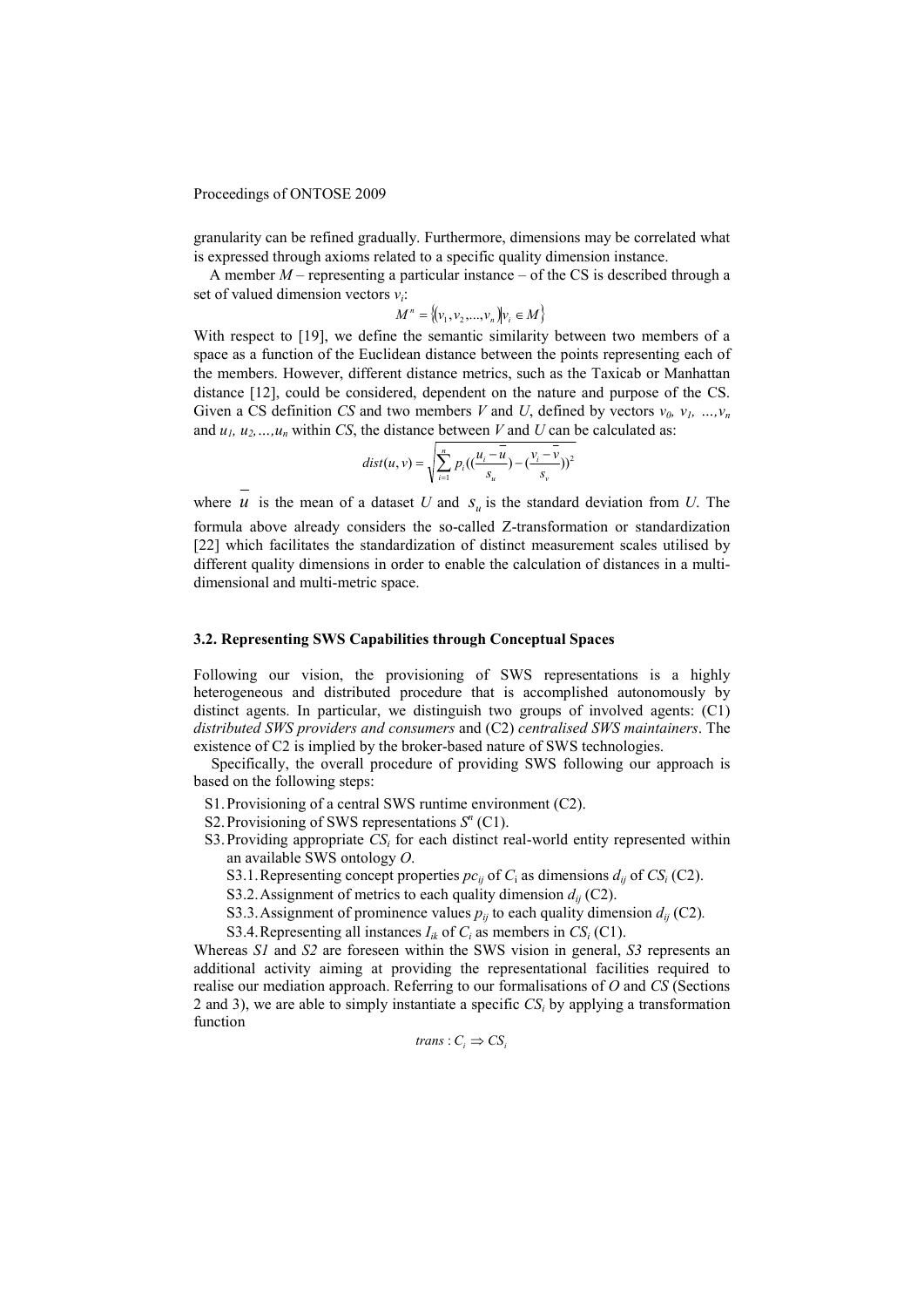granularity can be refined gradually. Furthermore, dimensions may be correlated what is expressed through axioms related to a specific quality dimension instance.

A member $M$ – representing a particular instance – of the CS is described through a set of valued dimension vectors $v_i$:

$$M^n = \{(v_1, v_2, ..., v_n) | v_i \in M\}$$

With respect to [19], we define the semantic similarity between two members of a space as a function of the Euclidean distance between the points representing each of the members. However, different distance metrics, such as the Taxicab or Manhattan distance [12], could be considered, dependent on the nature and purpose of the CS. Given a CS definition $CS$ and two members $V$ and $U$, defined by vectors $v_0$, $v_1$, …,$v_n$ and $u_1$, $u_2$,…,$u_n$ within $CS$, the distance between $V$ and $U$ can be calculated as:

$$dist(u,v) = \sqrt{\sum_{i=1}^{n} p_i \left( \left( \frac{u_i - \overline{u}}{s_u} \right) - \left( \frac{v_i - \overline{v}}{s_v} \right) \right)^2}$$

where $\overline{u}$ is the mean of a dataset $U$ and $s_u$ is the standard deviation from $U$. The formula above already considers the so-called Z-transformation or standardization [22] which facilitates the standardization of distinct measurement scales utilised by different quality dimensions in order to enable the calculation of distances in a multi-dimensional and multi-metric space.

### 3.2. Representing SWS Capabilities through Conceptual Spaces

Following our vision, the provisioning of SWS representations is a highly heterogeneous and distributed procedure that is accomplished autonomously by distinct agents. In particular, we distinguish two groups of involved agents: (C1) *distributed SWS providers and consumers* and (C2) *centralised SWS maintainers*. The existence of C2 is implied by the broker-based nature of SWS technologies.

Specifically, the overall procedure of providing SWS following our approach is based on the following steps:

- S1. Provisioning of a central SWS runtime environment (C2).
- S2. Provisioning of SWS representations $S^n$ (C1).
- S3. Providing appropriate $CS_i$ for each distinct real-world entity represented within an available SWS ontology $O$.
  - S3.1. Representing concept properties $pc_{ij}$ of $C_i$ as dimensions $d_{ij}$ of $CS_i$ (C2).
  - S3.2. Assignment of metrics to each quality dimension $d_{ij}$ (C2).
  - S3.3. Assignment of prominence values $p_{ij}$ to each quality dimension $d_{ij}$ (C2).
  - S3.4. Representing all instances $I_{ik}$ of $C_i$ as members in $CS_i$ (C1).

Whereas *S1* and *S2* are foreseen within the SWS vision in general, *S3* represents an additional activity aiming at providing the representational facilities required to realise our mediation approach. Referring to our formalisations of $O$ and $CS$ (Sections 2 and 3), we are able to simply instantiate a specific $CS_i$ by applying a transformation function

$$trans : C_i \Rightarrow CS_i$$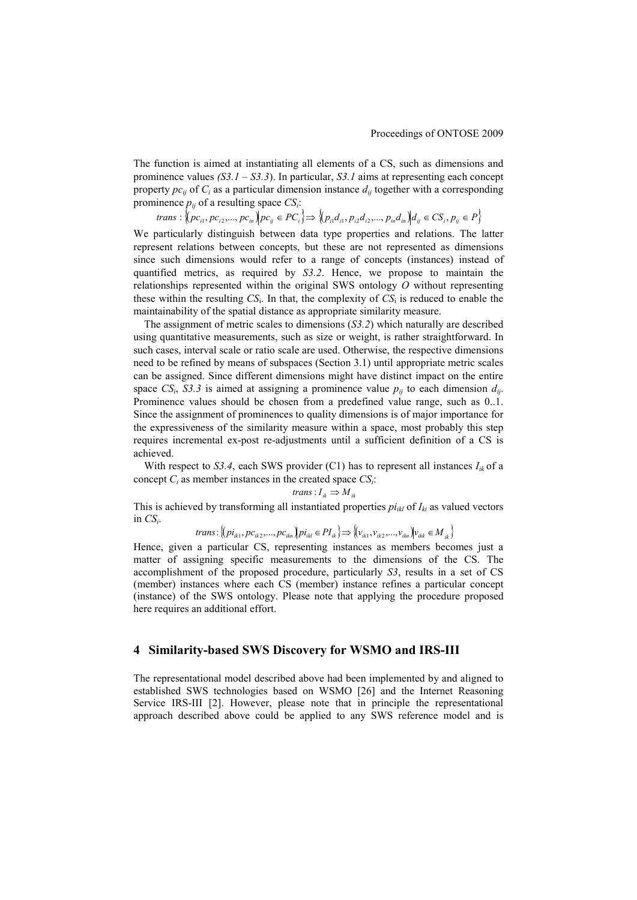The function is aimed at instantiating all elements of a CS, such as dimensions and prominence values *(S3.1 – S3.3*). In particular, *S3.1* aims at representing each concept property $pc_{ij}$ of $C_i$ as a particular dimension instance $d_{ij}$ together with a corresponding prominence $p_{ij}$ of a resulting space $CS_i$:

$$trans : \{(pc_{i1}, pc_{i2},..., pc_{in}) | pc_{ij} \in PC_i\} \Rightarrow \{(p_{i1}d_{i1}, p_{i2}d_{i2},..., p_{in}d_{in}) | d_{ij} \in CS_i, p_{ij} \in P\}$$

We particularly distinguish between data type properties and relations. The latter represent relations between concepts, but these are not represented as dimensions since such dimensions would refer to a range of concepts (instances) instead of quantified metrics, as required by *S3.2*. Hence, we propose to maintain the relationships represented within the original SWS ontology *O* without representing these within the resulting $CS_i$. In that, the complexity of $CS_i$ is reduced to enable the maintainability of the spatial distance as appropriate similarity measure.

The assignment of metric scales to dimensions (*S3.2*) which naturally are described using quantitative measurements, such as size or weight, is rather straightforward. In such cases, interval scale or ratio scale are used. Otherwise, the respective dimensions need to be refined by means of subspaces (Section 3.1) until appropriate metric scales can be assigned. Since different dimensions might have distinct impact on the entire space $CS_i$, *S3.3* is aimed at assigning a prominence value $p_{ij}$ to each dimension $d_{ij}$. Prominence values should be chosen from a predefined value range, such as 0..1. Since the assignment of prominences to quality dimensions is of major importance for the expressiveness of the similarity measure within a space, most probably this step requires incremental ex-post re-adjustments until a sufficient definition of a CS is achieved.

With respect to *S3.4*, each SWS provider (C1) has to represent all instances $I_{ik}$ of a concept $C_i$ as member instances in the created space $CS_i$:

$$trans : I_{ik} \Rightarrow M_{ik}$$

This is achieved by transforming all instantiated properties $pi_{ikl}$ of $I_{ki}$ as valued vectors in $CS_i$.

$$trans : \{(pi_{ik1}, pc_{ik2},..., pc_{ikn}) | pi_{ikl} \in PI_{ik}\} \Rightarrow \{(v_{ik1}, v_{ik2},..., v_{ikn}) | v_{ikk} \in M_{ik}\}$$

Hence, given a particular CS, representing instances as members becomes just a matter of assigning specific measurements to the dimensions of the CS. The accomplishment of the proposed procedure, particularly *S3*, results in a set of CS (member) instances where each CS (member) instance refines a particular concept (instance) of the SWS ontology. Please note that applying the procedure proposed here requires an additional effort.

## 4 Similarity-based SWS Discovery for WSMO and IRS-III

The representational model described above had been implemented by and aligned to established SWS technologies based on WSMO [26] and the Internet Reasoning Service IRS-III [2]. However, please note that in principle the representational approach described above could be applied to any SWS reference model and is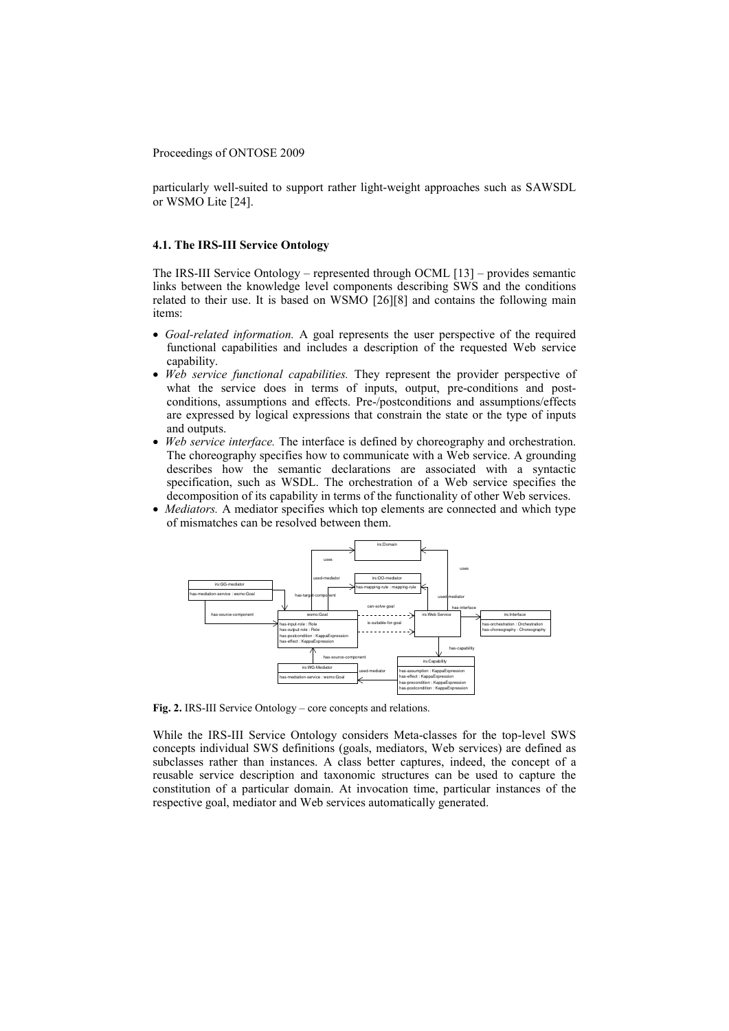particularly well-suited to support rather light-weight approaches such as SAWSDL or WSMO Lite [24].

### 4.1. The IRS-III Service Ontology

The IRS-III Service Ontology – represented through OCML [13] – provides semantic links between the knowledge level components describing SWS and the conditions related to their use. It is based on WSMO [26][8] and contains the following main items:

- *Goal-related information.* A goal represents the user perspective of the required functional capabilities and includes a description of the requested Web service capability.
- *Web service functional capabilities.* They represent the provider perspective of what the service does in terms of inputs, output, pre-conditions and post-conditions, assumptions and effects. Pre-/postconditions and assumptions/effects are expressed by logical expressions that constrain the state or the type of inputs and outputs.
- *Web service interface.* The interface is defined by choreography and orchestration. The choreography specifies how to communicate with a Web service. A grounding describes how the semantic declarations are associated with a syntactic specification, such as WSDL. The orchestration of a Web service specifies the decomposition of its capability in terms of the functionality of other Web services.
- *Mediators.* A mediator specifies which top elements are connected and which type of mismatches can be resolved between them.

**Fig. 2.** IRS-III Service Ontology – core concepts and relations.

While the IRS-III Service Ontology considers Meta-classes for the top-level SWS concepts individual SWS definitions (goals, mediators, Web services) are defined as subclasses rather than instances. A class better captures, indeed, the concept of a reusable service description and taxonomic structures can be used to capture the constitution of a particular domain. At invocation time, particular instances of the respective goal, mediator and Web services automatically generated.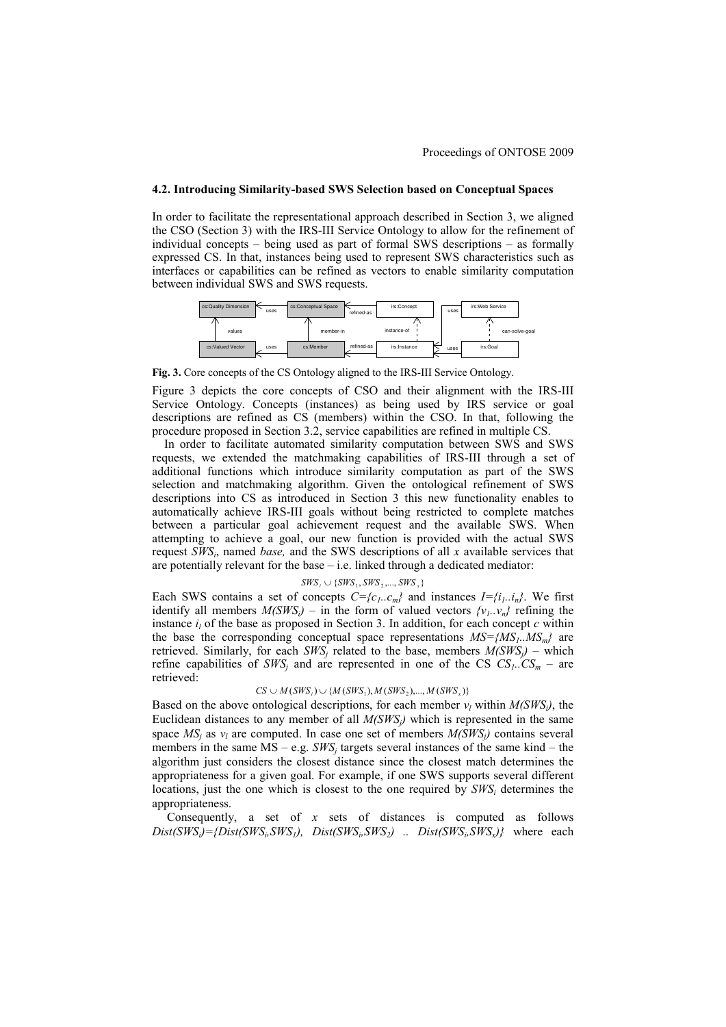### 4.2. Introducing Similarity-based SWS Selection based on Conceptual Spaces

In order to facilitate the representational approach described in Section 3, we aligned the CSO (Section 3) with the IRS-III Service Ontology to allow for the refinement of individual concepts – being used as part of formal SWS descriptions – as formally expressed CS. In that, instances being used to represent SWS characteristics such as interfaces or capabilities can be refined as vectors to enable similarity computation between individual SWS and SWS requests.

**Fig. 3.** Core concepts of the CS Ontology aligned to the IRS-III Service Ontology.

Figure 3 depicts the core concepts of CSO and their alignment with the IRS-III Service Ontology. Concepts (instances) as being used by IRS service or goal descriptions are refined as CS (members) within the CSO. In that, following the procedure proposed in Section 3.2, service capabilities are refined in multiple CS.

In order to facilitate automated similarity computation between SWS and SWS requests, we extended the matchmaking capabilities of IRS-III through a set of additional functions which introduce similarity computation as part of the SWS selection and matchmaking algorithm. Given the ontological refinement of SWS descriptions into CS as introduced in Section 3 this new functionality enables to automatically achieve IRS-III goals without being restricted to complete matches between a particular goal achievement request and the available SWS. When attempting to achieve a goal, our new function is provided with the actual SWS request $SWS_i$, named *base,* and the SWS descriptions of all $x$ available services that are potentially relevant for the base – i.e. linked through a dedicated mediator:

$$SWS_i \cup \{SWS_1, SWS_2, ..., SWS_x\}$$

Each SWS contains a set of concepts $C=\{c_1..c_m\}$ and instances $I=\{i_1..i_n\}$. We first identify all members $M(SWS_i)$ – in the form of valued vectors $\{v_1..v_n\}$ refining the instance $i_l$ of the base as proposed in Section 3. In addition, for each concept $c$ within the base the corresponding conceptual space representations $MS=\{MS_1..MS_m\}$ are retrieved. Similarly, for each $SWS_j$ related to the base, members $M(SWS_j)$ – which refine capabilities of $SWS_j$ and are represented in one of the CS $CS_1..CS_m$ – are retrieved:

$$CS \cup M(SWS_i) \cup \{M(SWS_1), M(SWS_2), ..., M(SWS_x)\}$$

Based on the above ontological descriptions, for each member $v_l$ within $M(SWS_i)$, the Euclidean distances to any member of all $M(SWS_j)$ which is represented in the same space $MS_j$ as $v_l$ are computed. In case one set of members $M(SWS_j)$ contains several members in the same MS – e.g. $SWS_j$ targets several instances of the same kind – the algorithm just considers the closest distance since the closest match determines the appropriateness for a given goal. For example, if one SWS supports several different locations, just the one which is closest to the one required by $SWS_i$ determines the appropriateness.

Consequently, a set of $x$ sets of distances is computed as follows $Dist(SWS_i)=\{Dist(SWS_i,SWS_1),\ Dist(SWS_i,SWS_2)\ ..\ Dist(SWS_i,SWS_x)\}$ where each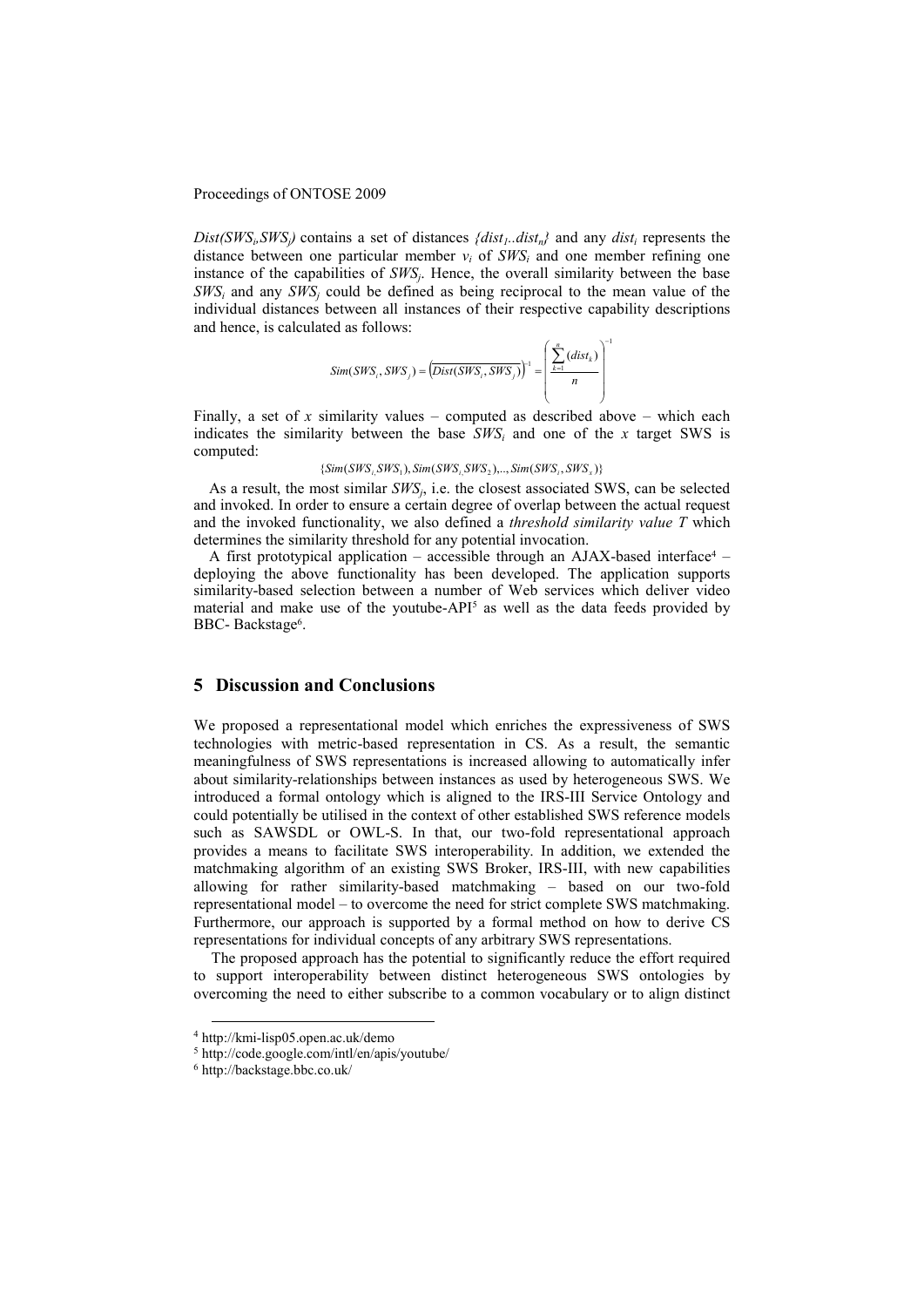$Dist(SWS_i, SWS_j)$ contains a set of distances $\{dist_1..dist_n\}$ and any $dist_i$ represents the distance between one particular member $v_i$ of $SWS_i$ and one member refining one instance of the capabilities of $SWS_j$. Hence, the overall similarity between the base $SWS_i$ and any $SWS_j$ could be defined as being reciprocal to the mean value of the individual distances between all instances of their respective capability descriptions and hence, is calculated as follows:

$$Sim(SWS_i, SWS_j) = \left(\overline{Dist(SWS_i, SWS_j)}\right)^{-1} = \left(\frac{\sum_{k=1}^{n}(dist_k)}{n}\right)^{-1}$$

Finally, a set of $x$ similarity values – computed as described above – which each indicates the similarity between the base $SWS_i$ and one of the $x$ target SWS is computed:

$$\{Sim(SWS_i, SWS_1), Sim(SWS_i, SWS_2), ..., Sim(SWS_i, SWS_x)\}$$

As a result, the most similar $SWS_j$, i.e. the closest associated SWS, can be selected and invoked. In order to ensure a certain degree of overlap between the actual request and the invoked functionality, we also defined a *threshold similarity value T* which determines the similarity threshold for any potential invocation.

A first prototypical application – accessible through an AJAX-based interface[4] – deploying the above functionality has been developed. The application supports similarity-based selection between a number of Web services which deliver video material and make use of the youtube-API[5] as well as the data feeds provided by BBC- Backstage[6].

## 5 Discussion and Conclusions

We proposed a representational model which enriches the expressiveness of SWS technologies with metric-based representation in CS. As a result, the semantic meaningfulness of SWS representations is increased allowing to automatically infer about similarity-relationships between instances as used by heterogeneous SWS. We introduced a formal ontology which is aligned to the IRS-III Service Ontology and could potentially be utilised in the context of other established SWS reference models such as SAWSDL or OWL-S. In that, our two-fold representational approach provides a means to facilitate SWS interoperability. In addition, we extended the matchmaking algorithm of an existing SWS Broker, IRS-III, with new capabilities allowing for rather similarity-based matchmaking – based on our two-fold representational model – to overcome the need for strict complete SWS matchmaking. Furthermore, our approach is supported by a formal method on how to derive CS representations for individual concepts of any arbitrary SWS representations.

The proposed approach has the potential to significantly reduce the effort required to support interoperability between distinct heterogeneous SWS ontologies by overcoming the need to either subscribe to a common vocabulary or to align distinct

[4] http://kmi-lisp05.open.ac.uk/demo

[5] http://code.google.com/intl/en/apis/youtube/

[6] http://backstage.bbc.co.uk/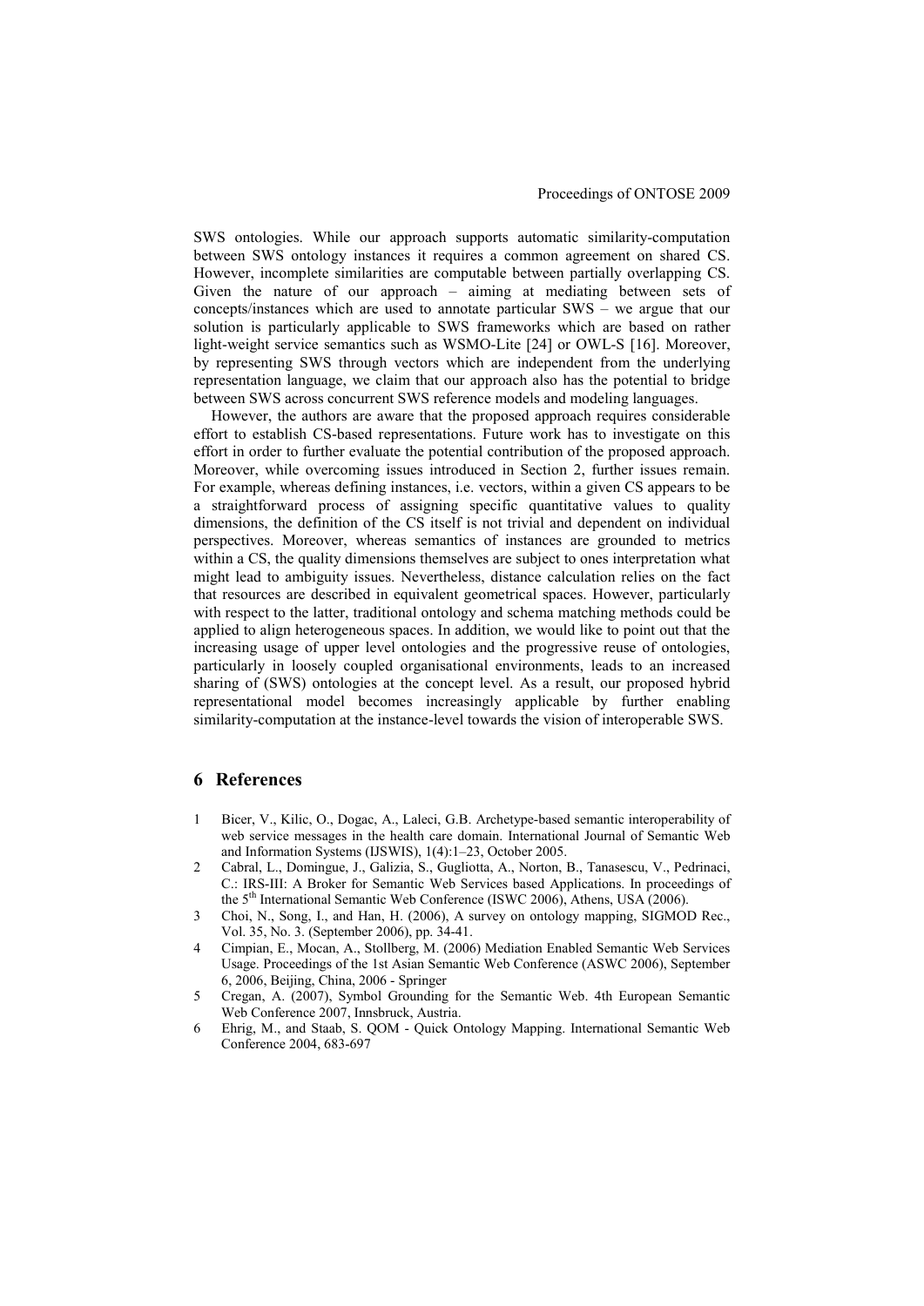SWS ontologies. While our approach supports automatic similarity-computation between SWS ontology instances it requires a common agreement on shared CS. However, incomplete similarities are computable between partially overlapping CS. Given the nature of our approach – aiming at mediating between sets of concepts/instances which are used to annotate particular SWS – we argue that our solution is particularly applicable to SWS frameworks which are based on rather light-weight service semantics such as WSMO-Lite [24] or OWL-S [16]. Moreover, by representing SWS through vectors which are independent from the underlying representation language, we claim that our approach also has the potential to bridge between SWS across concurrent SWS reference models and modeling languages.

However, the authors are aware that the proposed approach requires considerable effort to establish CS-based representations. Future work has to investigate on this effort in order to further evaluate the potential contribution of the proposed approach. Moreover, while overcoming issues introduced in Section 2, further issues remain. For example, whereas defining instances, i.e. vectors, within a given CS appears to be a straightforward process of assigning specific quantitative values to quality dimensions, the definition of the CS itself is not trivial and dependent on individual perspectives. Moreover, whereas semantics of instances are grounded to metrics within a CS, the quality dimensions themselves are subject to ones interpretation what might lead to ambiguity issues. Nevertheless, distance calculation relies on the fact that resources are described in equivalent geometrical spaces. However, particularly with respect to the latter, traditional ontology and schema matching methods could be applied to align heterogeneous spaces. In addition, we would like to point out that the increasing usage of upper level ontologies and the progressive reuse of ontologies, particularly in loosely coupled organisational environments, leads to an increased sharing of (SWS) ontologies at the concept level. As a result, our proposed hybrid representational model becomes increasingly applicable by further enabling similarity-computation at the instance-level towards the vision of interoperable SWS.

## 6 References

1. Bicer, V., Kilic, O., Dogac, A., Laleci, G.B. Archetype-based semantic interoperability of web service messages in the health care domain. International Journal of Semantic Web and Information Systems (IJSWIS), 1(4):1–23, October 2005.
2. Cabral, L., Domingue, J., Galizia, S., Gugliotta, A., Norton, B., Tanasescu, V., Pedrinaci, C.: IRS-III: A Broker for Semantic Web Services based Applications. In proceedings of the 5th International Semantic Web Conference (ISWC 2006), Athens, USA (2006).
3. Choi, N., Song, I., and Han, H. (2006), A survey on ontology mapping, SIGMOD Rec., Vol. 35, No. 3. (September 2006), pp. 34-41.
4. Cimpian, E., Mocan, A., Stollberg, M. (2006) Mediation Enabled Semantic Web Services Usage. Proceedings of the 1st Asian Semantic Web Conference (ASWC 2006), September 6, 2006, Beijing, China, 2006 - Springer
5. Cregan, A. (2007), Symbol Grounding for the Semantic Web. 4th European Semantic Web Conference 2007, Innsbruck, Austria.
6. Ehrig, M., and Staab, S. QOM - Quick Ontology Mapping. International Semantic Web Conference 2004, 683-697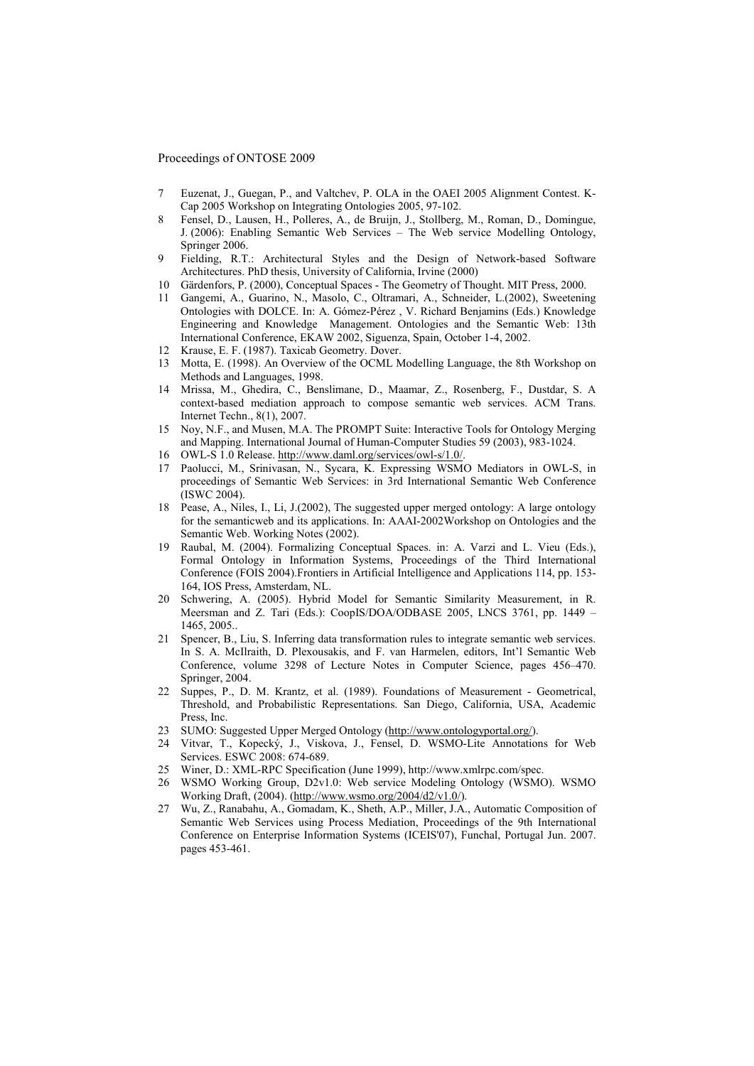7 Euzenat, J., Guegan, P., and Valtchev, P. OLA in the OAEI 2005 Alignment Contest. K-Cap 2005 Workshop on Integrating Ontologies 2005, 97-102.
8 Fensel, D., Lausen, H., Polleres, A., de Bruijn, J., Stollberg, M., Roman, D., Domingue, J. (2006): Enabling Semantic Web Services – The Web service Modelling Ontology, Springer 2006.
9 Fielding, R.T.: Architectural Styles and the Design of Network-based Software Architectures. PhD thesis, University of California, Irvine (2000)
10 Gärdenfors, P. (2000), Conceptual Spaces - The Geometry of Thought. MIT Press, 2000.
11 Gangemi, A., Guarino, N., Masolo, C., Oltramari, A., Schneider, L.(2002), Sweetening Ontologies with DOLCE. In: A. Gómez-Pérez , V. Richard Benjamins (Eds.) Knowledge Engineering and Knowledge Management. Ontologies and the Semantic Web: 13th International Conference, EKAW 2002, Siguenza, Spain, October 1-4, 2002.
12 Krause, E. F. (1987). Taxicab Geometry. Dover.
13 Motta, E. (1998). An Overview of the OCML Modelling Language, the 8th Workshop on Methods and Languages, 1998.
14 Mrissa, M., Ghedira, C., Benslimane, D., Maamar, Z., Rosenberg, F., Dustdar, S. A context-based mediation approach to compose semantic web services. ACM Trans. Internet Techn., 8(1), 2007.
15 Noy, N.F., and Musen, M.A. The PROMPT Suite: Interactive Tools for Ontology Merging and Mapping. International Journal of Human-Computer Studies 59 (2003), 983-1024.
16 OWL-S 1.0 Release. http://www.daml.org/services/owl-s/1.0/.
17 Paolucci, M., Srinivasan, N., Sycara, K. Expressing WSMO Mediators in OWL-S, in proceedings of Semantic Web Services: in 3rd International Semantic Web Conference (ISWC 2004).
18 Pease, A., Niles, I., Li, J.(2002), The suggested upper merged ontology: A large ontology for the semanticweb and its applications. In: AAAI-2002Workshop on Ontologies and the Semantic Web. Working Notes (2002).
19 Raubal, M. (2004). Formalizing Conceptual Spaces. in: A. Varzi and L. Vieu (Eds.), Formal Ontology in Information Systems, Proceedings of the Third International Conference (FOIS 2004).Frontiers in Artificial Intelligence and Applications 114, pp. 153-164, IOS Press, Amsterdam, NL.
20 Schwering, A. (2005). Hybrid Model for Semantic Similarity Measurement, in R. Meersman and Z. Tari (Eds.): CoopIS/DOA/ODBASE 2005, LNCS 3761, pp. 1449 – 1465, 2005..
21 Spencer, B., Liu, S. Inferring data transformation rules to integrate semantic web services. In S. A. McIlraith, D. Plexousakis, and F. van Harmelen, editors, Int'l Semantic Web Conference, volume 3298 of Lecture Notes in Computer Science, pages 456–470. Springer, 2004.
22 Suppes, P., D. M. Krantz, et al. (1989). Foundations of Measurement - Geometrical, Threshold, and Probabilistic Representations. San Diego, California, USA, Academic Press, Inc.
23 SUMO: Suggested Upper Merged Ontology (http://www.ontologyportal.org/).
24 Vitvar, T., Kopecký, J., Viskova, J., Fensel, D. WSMO-Lite Annotations for Web Services. ESWC 2008: 674-689.
25 Winer, D.: XML-RPC Specification (June 1999), http://www.xmlrpc.com/spec.
26 WSMO Working Group, D2v1.0: Web service Modeling Ontology (WSMO). WSMO Working Draft, (2004). (http://www.wsmo.org/2004/d2/v1.0/).
27 Wu, Z., Ranabahu, A., Gomadam, K., Sheth, A.P., Miller, J.A., Automatic Composition of Semantic Web Services using Process Mediation, Proceedings of the 9th International Conference on Enterprise Information Systems (ICEIS'07), Funchal, Portugal Jun. 2007. pages 453-461.